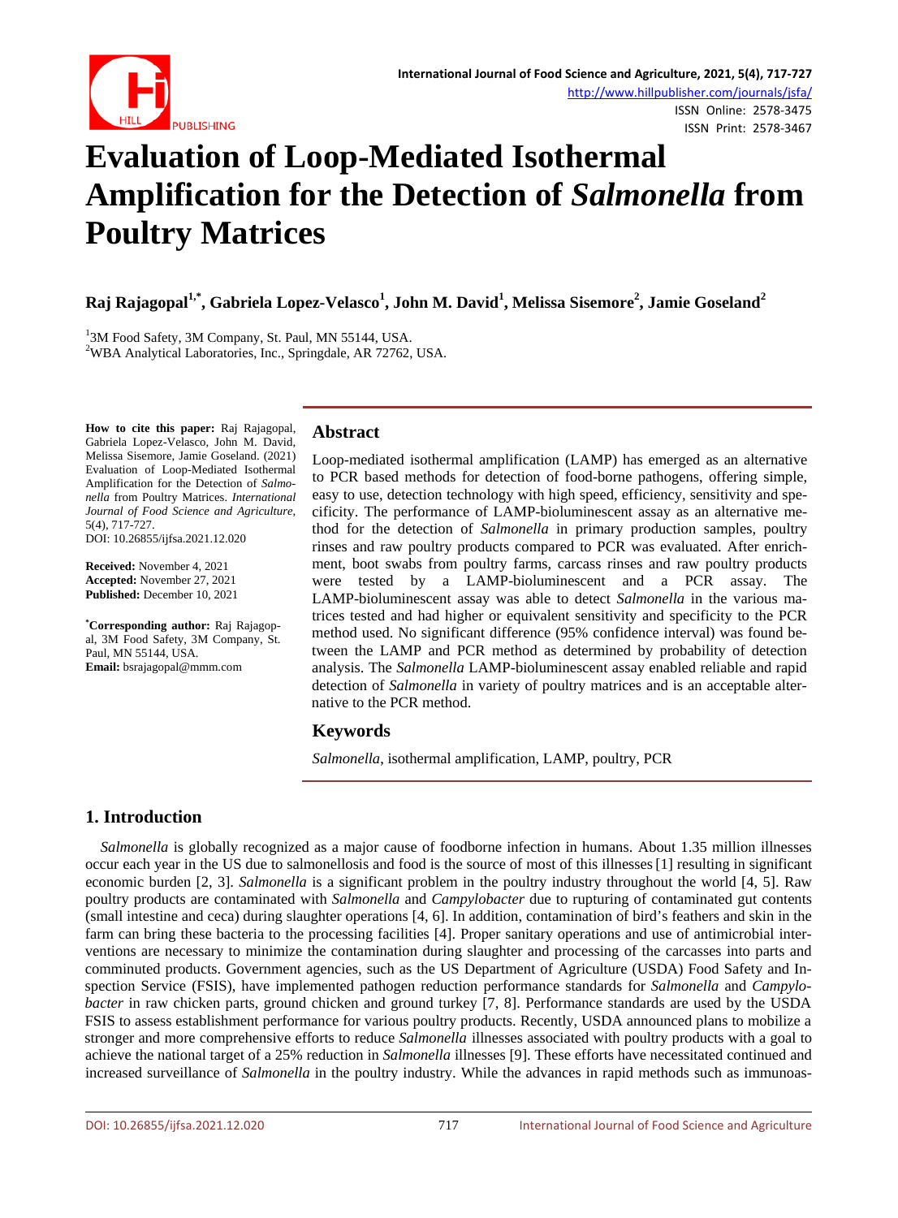# Evaluation of Loop-Mediated Isothermal Amplification for the Detection of *Salmonella* from Poultry Matrices

**Raj Rajagopal[1,*], Gabriela Lopez-Velasco[1], John M. David[1], Melissa Sisemore[2], Jamie Goseland[2]**

[1]3M Food Safety, 3M Company, St. Paul, MN 55144, USA.
[2]WBA Analytical Laboratories, Inc., Springdale, AR 72762, USA.

**How to cite this paper:** Raj Rajagopal, Gabriela Lopez-Velasco, John M. David, Melissa Sisemore, Jamie Goseland. (2021) Evaluation of Loop-Mediated Isothermal Amplification for the Detection of *Salmonella* from Poultry Matrices. *International Journal of Food Science and Agriculture*, 5(4), 717-727.
DOI: 10.26855/ijfsa.2021.12.020

**Received:** November 4, 2021
**Accepted:** November 27, 2021
**Published:** December 10, 2021

**\*Corresponding author:** Raj Rajagopal, 3M Food Safety, 3M Company, St. Paul, MN 55144, USA.
**Email:** bsrajagopal@mmm.com

## Abstract

Loop-mediated isothermal amplification (LAMP) has emerged as an alternative to PCR based methods for detection of food-borne pathogens, offering simple, easy to use, detection technology with high speed, efficiency, sensitivity and specificity. The performance of LAMP-bioluminescent assay as an alternative method for the detection of *Salmonella* in primary production samples, poultry rinses and raw poultry products compared to PCR was evaluated. After enrichment, boot swabs from poultry farms, carcass rinses and raw poultry products were tested by a LAMP-bioluminescent and a PCR assay. The LAMP-bioluminescent assay was able to detect *Salmonella* in the various matrices tested and had higher or equivalent sensitivity and specificity to the PCR method used. No significant difference (95% confidence interval) was found between the LAMP and PCR method as determined by probability of detection analysis. The *Salmonella* LAMP-bioluminescent assay enabled reliable and rapid detection of *Salmonella* in variety of poultry matrices and is an acceptable alternative to the PCR method.

## Keywords

*Salmonella*, isothermal amplification, LAMP, poultry, PCR

## 1. Introduction

*Salmonella* is globally recognized as a major cause of foodborne infection in humans. About 1.35 million illnesses occur each year in the US due to salmonellosis and food is the source of most of this illnesses [1] resulting in significant economic burden [2, 3]. *Salmonella* is a significant problem in the poultry industry throughout the world [4, 5]. Raw poultry products are contaminated with *Salmonella* and *Campylobacter* due to rupturing of contaminated gut contents (small intestine and ceca) during slaughter operations [4, 6]. In addition, contamination of bird's feathers and skin in the farm can bring these bacteria to the processing facilities [4]. Proper sanitary operations and use of antimicrobial interventions are necessary to minimize the contamination during slaughter and processing of the carcasses into parts and comminuted products. Government agencies, such as the US Department of Agriculture (USDA) Food Safety and Inspection Service (FSIS), have implemented pathogen reduction performance standards for *Salmonella* and *Campylobacter* in raw chicken parts, ground chicken and ground turkey [7, 8]. Performance standards are used by the USDA FSIS to assess establishment performance for various poultry products. Recently, USDA announced plans to mobilize a stronger and more comprehensive efforts to reduce *Salmonella* illnesses associated with poultry products with a goal to achieve the national target of a 25% reduction in *Salmonella* illnesses [9]. These efforts have necessitated continued and increased surveillance of *Salmonella* in the poultry industry. While the advances in rapid methods such as immunoas-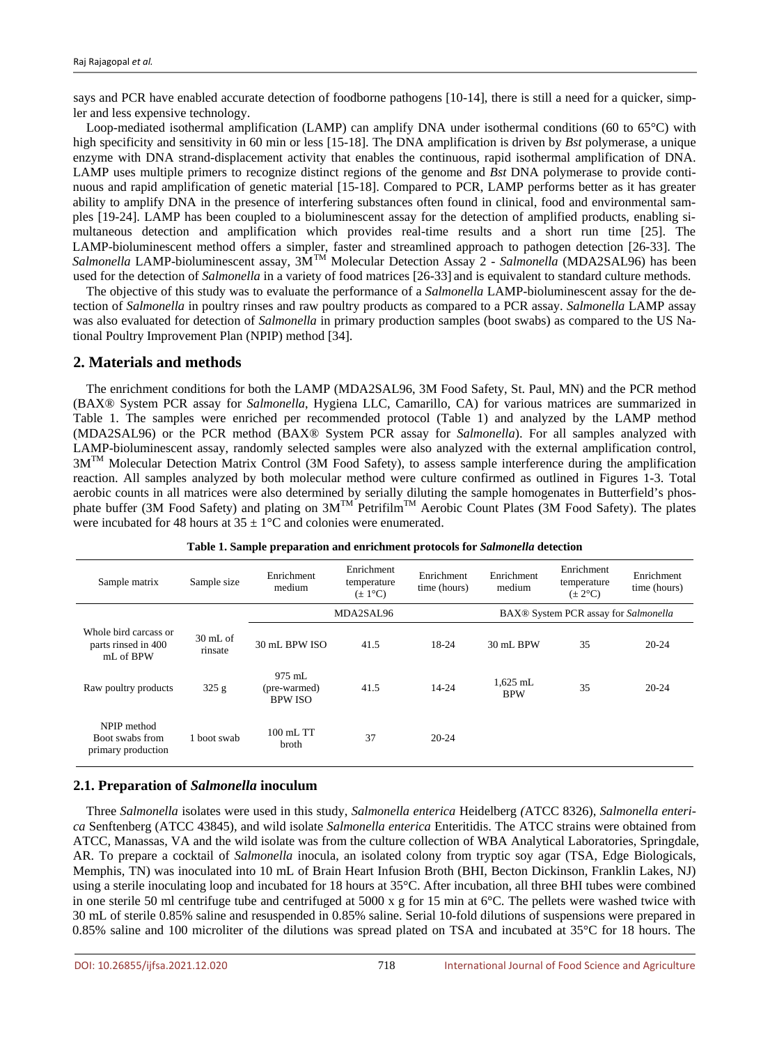says and PCR have enabled accurate detection of foodborne pathogens [10-14], there is still a need for a quicker, simpler and less expensive technology.

Loop-mediated isothermal amplification (LAMP) can amplify DNA under isothermal conditions (60 to 65°C) with high specificity and sensitivity in 60 min or less [15-18]. The DNA amplification is driven by *Bst* polymerase, a unique enzyme with DNA strand-displacement activity that enables the continuous, rapid isothermal amplification of DNA. LAMP uses multiple primers to recognize distinct regions of the genome and *Bst* DNA polymerase to provide continuous and rapid amplification of genetic material [15-18]. Compared to PCR, LAMP performs better as it has greater ability to amplify DNA in the presence of interfering substances often found in clinical, food and environmental samples [19-24]. LAMP has been coupled to a bioluminescent assay for the detection of amplified products, enabling simultaneous detection and amplification which provides real-time results and a short run time [25]. The LAMP-bioluminescent method offers a simpler, faster and streamlined approach to pathogen detection [26-33]. The *Salmonella* LAMP-bioluminescent assay, 3M™ Molecular Detection Assay 2 - *Salmonella* (MDA2SAL96) has been used for the detection of *Salmonella* in a variety of food matrices [26-33] and is equivalent to standard culture methods.

The objective of this study was to evaluate the performance of a *Salmonella* LAMP-bioluminescent assay for the detection of *Salmonella* in poultry rinses and raw poultry products as compared to a PCR assay. *Salmonella* LAMP assay was also evaluated for detection of *Salmonella* in primary production samples (boot swabs) as compared to the US National Poultry Improvement Plan (NPIP) method [34].

## 2. Materials and methods

The enrichment conditions for both the LAMP (MDA2SAL96, 3M Food Safety, St. Paul, MN) and the PCR method (BAX® System PCR assay for *Salmonella*, Hygiena LLC, Camarillo, CA) for various matrices are summarized in Table 1. The samples were enriched per recommended protocol (Table 1) and analyzed by the LAMP method (MDA2SAL96) or the PCR method (BAX® System PCR assay for *Salmonella*). For all samples analyzed with LAMP-bioluminescent assay, randomly selected samples were also analyzed with the external amplification control, 3M™ Molecular Detection Matrix Control (3M Food Safety), to assess sample interference during the amplification reaction. All samples analyzed by both molecular method were culture confirmed as outlined in Figures 1-3. Total aerobic counts in all matrices were also determined by serially diluting the sample homogenates in Butterfield's phosphate buffer (3M Food Safety) and plating on 3M™ Petrifilm™ Aerobic Count Plates (3M Food Safety). The plates were incubated for 48 hours at 35 ± 1°C and colonies were enumerated.

**Table 1. Sample preparation and enrichment protocols for *Salmonella* detection**

| Sample matrix | Sample size | Enrichment medium | Enrichment temperature (± 1°C) | Enrichment time (hours) | Enrichment medium | Enrichment temperature (± 2°C) | Enrichment time (hours) |
|---|---|---|---|---|---|---|---|
| | | MDA2SAL96 | | | BAX® System PCR assay for *Salmonella* | | |
| Whole bird carcass or parts rinsed in 400 mL of BPW | 30 mL of rinsate | 30 mL BPW ISO | 41.5 | 18-24 | 30 mL BPW | 35 | 20-24 |
| Raw poultry products | 325 g | 975 mL (pre-warmed) BPW ISO | 41.5 | 14-24 | 1,625 mL BPW | 35 | 20-24 |
| NPIP method Boot swabs from primary production | 1 boot swab | 100 mL TT broth | 37 | 20-24 | | | |

### 2.1. Preparation of *Salmonella* inoculum

Three *Salmonella* isolates were used in this study, *Salmonella enterica* Heidelberg (ATCC 8326), *Salmonella enterica* Senftenberg (ATCC 43845), and wild isolate *Salmonella enterica* Enteritidis. The ATCC strains were obtained from ATCC, Manassas, VA and the wild isolate was from the culture collection of WBA Analytical Laboratories, Springdale, AR. To prepare a cocktail of *Salmonella* inocula, an isolated colony from tryptic soy agar (TSA, Edge Biologicals, Memphis, TN) was inoculated into 10 mL of Brain Heart Infusion Broth (BHI, Becton Dickinson, Franklin Lakes, NJ) using a sterile inoculating loop and incubated for 18 hours at 35°C. After incubation, all three BHI tubes were combined in one sterile 50 ml centrifuge tube and centrifuged at 5000 x g for 15 min at 6°C. The pellets were washed twice with 30 mL of sterile 0.85% saline and resuspended in 0.85% saline. Serial 10-fold dilutions of suspensions were prepared in 0.85% saline and 100 microliter of the dilutions was spread plated on TSA and incubated at 35°C for 18 hours. The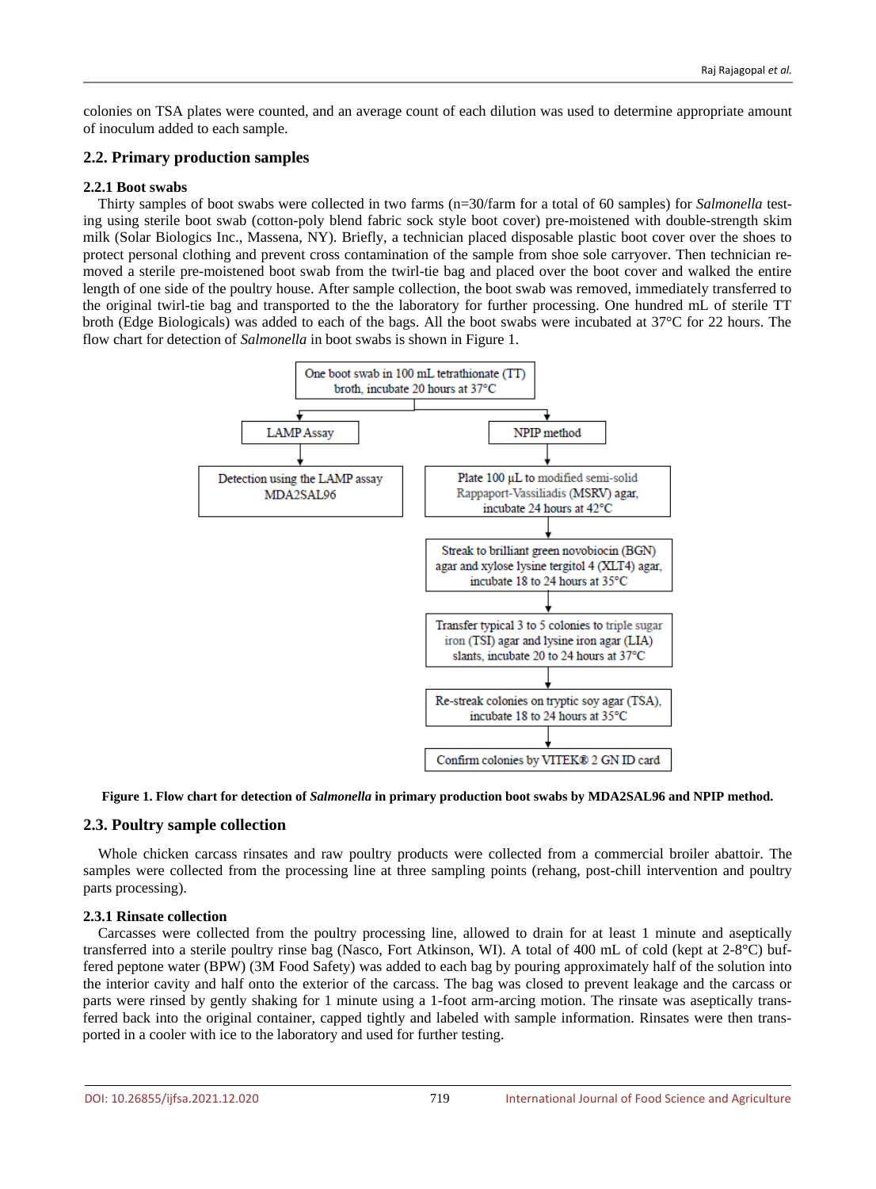colonies on TSA plates were counted, and an average count of each dilution was used to determine appropriate amount of inoculum added to each sample.

## 2.2. Primary production samples

### 2.2.1 Boot swabs

Thirty samples of boot swabs were collected in two farms (n=30/farm for a total of 60 samples) for *Salmonella* testing using sterile boot swab (cotton-poly blend fabric sock style boot cover) pre-moistened with double-strength skim milk (Solar Biologics Inc., Massena, NY). Briefly, a technician placed disposable plastic boot cover over the shoes to protect personal clothing and prevent cross contamination of the sample from shoe sole carryover. Then technician removed a sterile pre-moistened boot swab from the twirl-tie bag and placed over the boot cover and walked the entire length of one side of the poultry house. After sample collection, the boot swab was removed, immediately transferred to the original twirl-tie bag and transported to the the laboratory for further processing. One hundred mL of sterile TT broth (Edge Biologicals) was added to each of the bags. All the boot swabs were incubated at 37°C for 22 hours. The flow chart for detection of *Salmonella* in boot swabs is shown in Figure 1.

One boot swab in 100 mL tetrathionate (TT) broth, incubate 20 hours at 37°C

- LAMP Assay
  - Detection using the LAMP assay MDA2SAL96
- NPIP method
  - Plate 100 µL to modified semi-solid Rappaport-Vassiliadis (MSRV) agar, incubate 24 hours at 42°C
  - Streak to brilliant green novobiocin (BGN) agar and xylose lysine tergitol 4 (XLT4) agar, incubate 18 to 24 hours at 35°C
  - Transfer typical 3 to 5 colonies to triple sugar iron (TSI) agar and lysine iron agar (LIA) slants, incubate 20 to 24 hours at 37°C
  - Re-streak colonies on tryptic soy agar (TSA), incubate 18 to 24 hours at 35°C
  - Confirm colonies by VITEK® 2 GN ID card

**Figure 1. Flow chart for detection of *Salmonella* in primary production boot swabs by MDA2SAL96 and NPIP method.**

## 2.3. Poultry sample collection

Whole chicken carcass rinsates and raw poultry products were collected from a commercial broiler abattoir. The samples were collected from the processing line at three sampling points (rehang, post-chill intervention and poultry parts processing).

### 2.3.1 Rinsate collection

Carcasses were collected from the poultry processing line, allowed to drain for at least 1 minute and aseptically transferred into a sterile poultry rinse bag (Nasco, Fort Atkinson, WI). A total of 400 mL of cold (kept at 2-8°C) buffered peptone water (BPW) (3M Food Safety) was added to each bag by pouring approximately half of the solution into the interior cavity and half onto the exterior of the carcass. The bag was closed to prevent leakage and the carcass or parts were rinsed by gently shaking for 1 minute using a 1-foot arm-arcing motion. The rinsate was aseptically transferred back into the original container, capped tightly and labeled with sample information. Rinsates were then transported in a cooler with ice to the laboratory and used for further testing.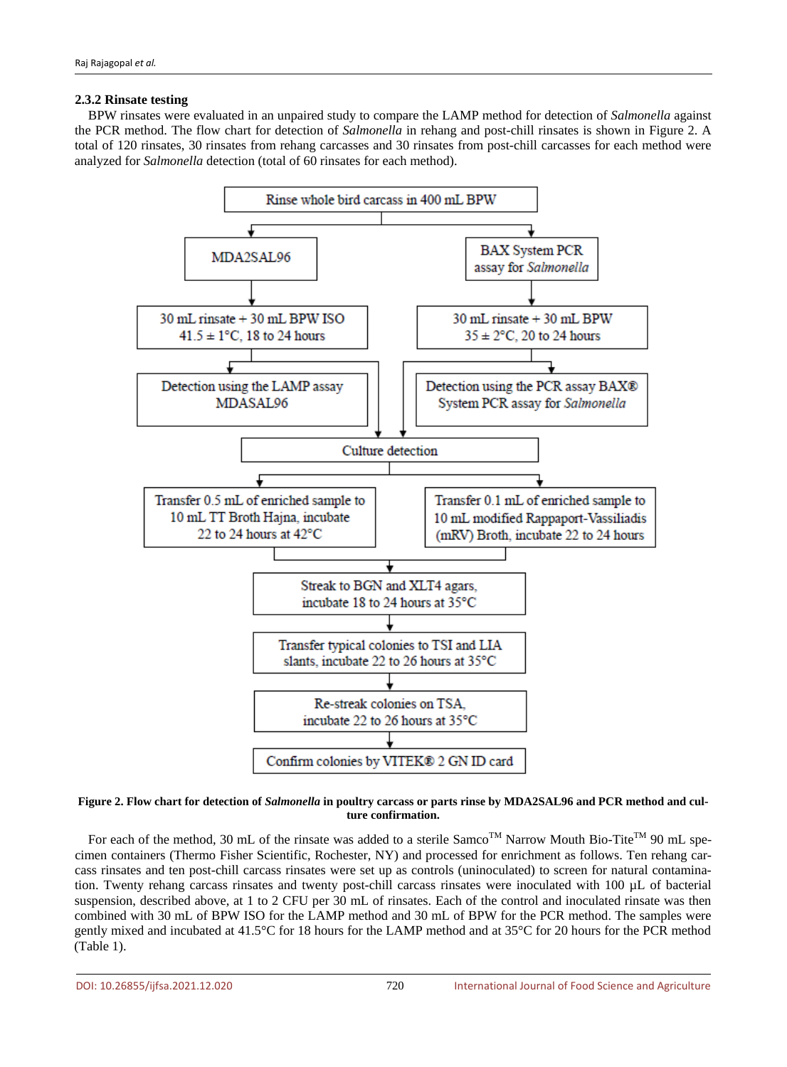### 2.3.2 Rinsate testing

BPW rinsates were evaluated in an unpaired study to compare the LAMP method for detection of *Salmonella* against the PCR method. The flow chart for detection of *Salmonella* in rehang and post-chill rinsates is shown in Figure 2. A total of 120 rinsates, 30 rinsates from rehang carcasses and 30 rinsates from post-chill carcasses for each method were analyzed for *Salmonella* detection (total of 60 rinsates for each method).

- Rinse whole bird carcass in 400 mL BPW
  - MDA2SAL96
    - 30 mL rinsate + 30 mL BPW ISO, 41.5 ± 1°C, 18 to 24 hours
    - Detection using the LAMP assay MDASAL96
  - BAX System PCR assay for *Salmonella*
    - 30 mL rinsate + 30 mL BPW, 35 ± 2°C, 20 to 24 hours
    - Detection using the PCR assay BAX® System PCR assay for *Salmonella*
- Culture detection
  - Transfer 0.5 mL of enriched sample to 10 mL TT Broth Hajna, incubate 22 to 24 hours at 42°C
  - Transfer 0.1 mL of enriched sample to 10 mL modified Rappaport-Vassiliadis (mRV) Broth, incubate 22 to 24 hours
- Streak to BGN and XLT4 agars, incubate 18 to 24 hours at 35°C
- Transfer typical colonies to TSI and LIA slants, incubate 22 to 26 hours at 35°C
- Re-streak colonies on TSA, incubate 22 to 26 hours at 35°C
- Confirm colonies by VITEK® 2 GN ID card

**Figure 2. Flow chart for detection of *Salmonella* in poultry carcass or parts rinse by MDA2SAL96 and PCR method and culture confirmation.**

For each of the method, 30 mL of the rinsate was added to a sterile Samco™ Narrow Mouth Bio-Tite™ 90 mL specimen containers (Thermo Fisher Scientific, Rochester, NY) and processed for enrichment as follows. Ten rehang carcass rinsates and ten post-chill carcass rinsates were set up as controls (uninoculated) to screen for natural contamination. Twenty rehang carcass rinsates and twenty post-chill carcass rinsates were inoculated with 100 µL of bacterial suspension, described above, at 1 to 2 CFU per 30 mL of rinsates. Each of the control and inoculated rinsate was then combined with 30 mL of BPW ISO for the LAMP method and 30 mL of BPW for the PCR method. The samples were gently mixed and incubated at 41.5°C for 18 hours for the LAMP method and at 35°C for 20 hours for the PCR method (Table 1).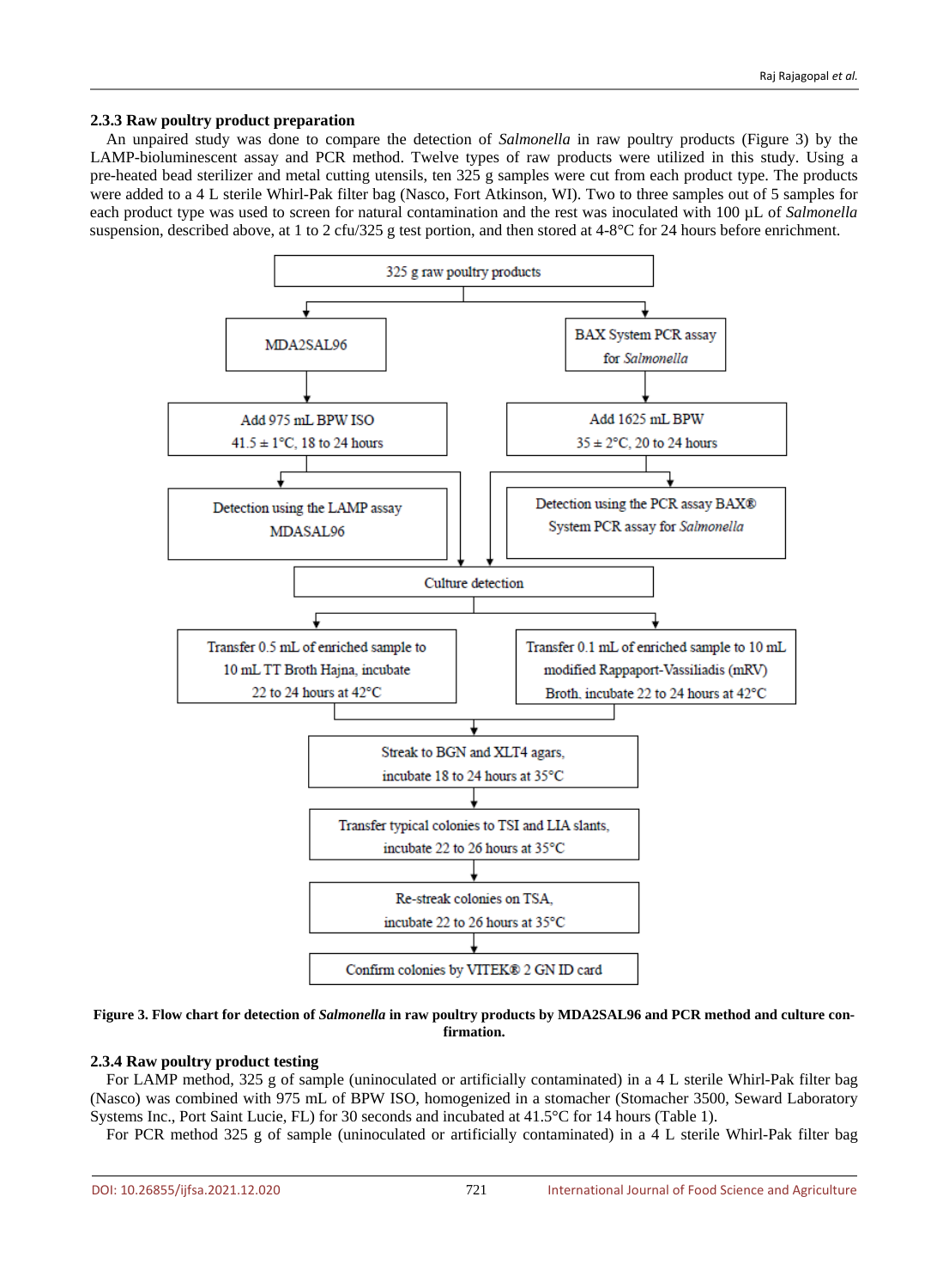### 2.3.3 Raw poultry product preparation

An unpaired study was done to compare the detection of *Salmonella* in raw poultry products (Figure 3) by the LAMP-bioluminescent assay and PCR method. Twelve types of raw products were utilized in this study. Using a pre-heated bead sterilizer and metal cutting utensils, ten 325 g samples were cut from each product type. The products were added to a 4 L sterile Whirl-Pak filter bag (Nasco, Fort Atkinson, WI). Two to three samples out of 5 samples for each product type was used to screen for natural contamination and the rest was inoculated with 100 µL of *Salmonella* suspension, described above, at 1 to 2 cfu/325 g test portion, and then stored at 4-8°C for 24 hours before enrichment.

325 g raw poultry products

- MDA2SAL96
  - Add 975 mL BPW ISO, 41.5 ± 1°C, 18 to 24 hours
  - Detection using the LAMP assay MDASAL96
- BAX System PCR assay for *Salmonella*
  - Add 1625 mL BPW, 35 ± 2°C, 20 to 24 hours
  - Detection using the PCR assay BAX® System PCR assay for *Salmonella*

Culture detection

- Transfer 0.5 mL of enriched sample to 10 mL TT Broth Hajna, incubate 22 to 24 hours at 42°C
- Transfer 0.1 mL of enriched sample to 10 mL modified Rappaport-Vassiliadis (mRV) Broth, incubate 22 to 24 hours at 42°C

Streak to BGN and XLT4 agars, incubate 18 to 24 hours at 35°C

Transfer typical colonies to TSI and LIA slants, incubate 22 to 26 hours at 35°C

Re-streak colonies on TSA, incubate 22 to 26 hours at 35°C

Confirm colonies by VITEK® 2 GN ID card

**Figure 3. Flow chart for detection of *Salmonella* in raw poultry products by MDA2SAL96 and PCR method and culture confirmation.**

### 2.3.4 Raw poultry product testing

For LAMP method, 325 g of sample (uninoculated or artificially contaminated) in a 4 L sterile Whirl-Pak filter bag (Nasco) was combined with 975 mL of BPW ISO, homogenized in a stomacher (Stomacher 3500, Seward Laboratory Systems Inc., Port Saint Lucie, FL) for 30 seconds and incubated at 41.5°C for 14 hours (Table 1).

For PCR method 325 g of sample (uninoculated or artificially contaminated) in a 4 L sterile Whirl-Pak filter bag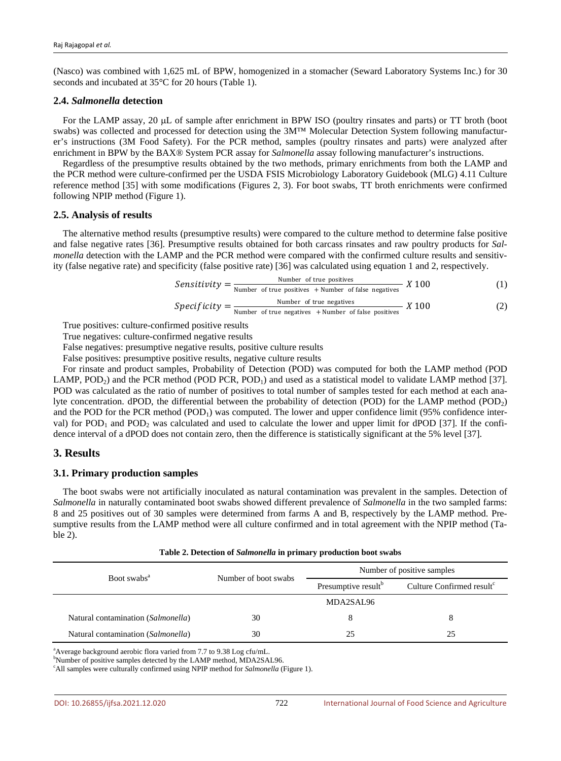(Nasco) was combined with 1,625 mL of BPW, homogenized in a stomacher (Seward Laboratory Systems Inc.) for 30 seconds and incubated at 35°C for 20 hours (Table 1).

### 2.4. *Salmonella* detection

For the LAMP assay, 20 μL of sample after enrichment in BPW ISO (poultry rinsates and parts) or TT broth (boot swabs) was collected and processed for detection using the 3M™ Molecular Detection System following manufacturer's instructions (3M Food Safety). For the PCR method, samples (poultry rinsates and parts) were analyzed after enrichment in BPW by the BAX® System PCR assay for *Salmonella* assay following manufacturer's instructions.

Regardless of the presumptive results obtained by the two methods, primary enrichments from both the LAMP and the PCR method were culture-confirmed per the USDA FSIS Microbiology Laboratory Guidebook (MLG) 4.11 Culture reference method [35] with some modifications (Figures 2, 3). For boot swabs, TT broth enrichments were confirmed following NPIP method (Figure 1).

### 2.5. Analysis of results

The alternative method results (presumptive results) were compared to the culture method to determine false positive and false negative rates [36]. Presumptive results obtained for both carcass rinsates and raw poultry products for *Salmonella* detection with the LAMP and the PCR method were compared with the confirmed culture results and sensitivity (false negative rate) and specificity (false positive rate) [36] was calculated using equation 1 and 2, respectively.

$$Sensitivity = \frac{\text{Number of true positives}}{\text{Number of true positives} + \text{Number of false negatives}} X\,100 \tag{1}$$

$$Specificity = \frac{\text{Number of true negatives}}{\text{Number of true negatives} + \text{Number of false positives}} X\,100 \tag{2}$$

True positives: culture-confirmed positive results

True negatives: culture-confirmed negative results

False negatives: presumptive negative results, positive culture results

False positives: presumptive positive results, negative culture results

For rinsate and product samples, Probability of Detection (POD) was computed for both the LAMP method (POD LAMP, $POD_2$) and the PCR method (POD PCR, $POD_1$) and used as a statistical model to validate LAMP method [37]. POD was calculated as the ratio of number of positives to total number of samples tested for each method at each analyte concentration. dPOD, the differential between the probability of detection (POD) for the LAMP method ($POD_2$) and the POD for the PCR method ($POD_1$) was computed. The lower and upper confidence limit (95% confidence interval) for $POD_1$ and $POD_2$ was calculated and used to calculate the lower and upper limit for dPOD [37]. If the confidence interval of a dPOD does not contain zero, then the difference is statistically significant at the 5% level [37].

## 3. Results

### 3.1. Primary production samples

The boot swabs were not artificially inoculated as natural contamination was prevalent in the samples. Detection of *Salmonella* in naturally contaminated boot swabs showed different prevalence of *Salmonella* in the two sampled farms: 8 and 25 positives out of 30 samples were determined from farms A and B, respectively by the LAMP method. Presumptive results from the LAMP method were all culture confirmed and in total agreement with the NPIP method (Table 2).

**Table 2. Detection of *Salmonella* in primary production boot swabs**

| Boot swabs[a] | Number of boot swabs | Number of positive samples | |
|---|---|---|---|
| | | Presumptive result[b] | Culture Confirmed result[c] |
| | | MDA2SAL96 | |
| Natural contamination (*Salmonella*) | 30 | 8 | 8 |
| Natural contamination (*Salmonella*) | 30 | 25 | 25 |

[a]Average background aerobic flora varied from 7.7 to 9.38 Log cfu/mL.

[b]Number of positive samples detected by the LAMP method, MDA2SAL96.

[c]All samples were culturally confirmed using NPIP method for *Salmonella* (Figure 1).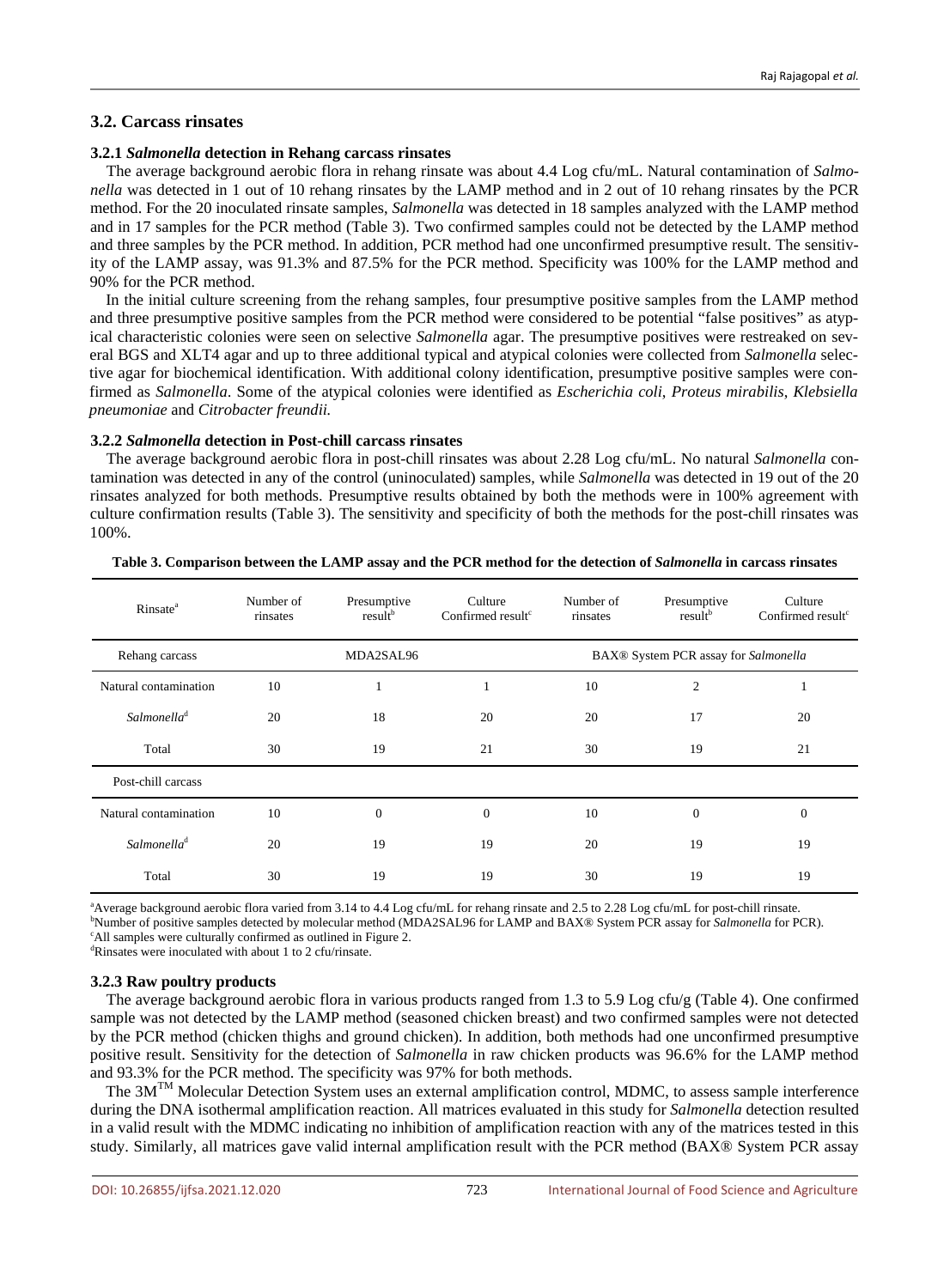## 3.2. Carcass rinsates

### 3.2.1 *Salmonella* detection in Rehang carcass rinsates

The average background aerobic flora in rehang rinsate was about 4.4 Log cfu/mL. Natural contamination of *Salmonella* was detected in 1 out of 10 rehang rinsates by the LAMP method and in 2 out of 10 rehang rinsates by the PCR method. For the 20 inoculated rinsate samples, *Salmonella* was detected in 18 samples analyzed with the LAMP method and in 17 samples for the PCR method (Table 3). Two confirmed samples could not be detected by the LAMP method and three samples by the PCR method. In addition, PCR method had one unconfirmed presumptive result. The sensitivity of the LAMP assay, was 91.3% and 87.5% for the PCR method. Specificity was 100% for the LAMP method and 90% for the PCR method.

In the initial culture screening from the rehang samples, four presumptive positive samples from the LAMP method and three presumptive positive samples from the PCR method were considered to be potential "false positives" as atypical characteristic colonies were seen on selective *Salmonella* agar. The presumptive positives were restreaked on several BGS and XLT4 agar and up to three additional typical and atypical colonies were collected from *Salmonella* selective agar for biochemical identification. With additional colony identification, presumptive positive samples were confirmed as *Salmonella*. Some of the atypical colonies were identified as *Escherichia coli*, *Proteus mirabilis*, *Klebsiella pneumoniae* and *Citrobacter freundii.*

### 3.2.2 *Salmonella* detection in Post-chill carcass rinsates

The average background aerobic flora in post-chill rinsates was about 2.28 Log cfu/mL. No natural *Salmonella* contamination was detected in any of the control (uninoculated) samples, while *Salmonella* was detected in 19 out of the 20 rinsates analyzed for both methods. Presumptive results obtained by both the methods were in 100% agreement with culture confirmation results (Table 3). The sensitivity and specificity of both the methods for the post-chill rinsates was 100%.

**Table 3. Comparison between the LAMP assay and the PCR method for the detection of *Salmonella* in carcass rinsates**

| Rinsate[a] | Number of rinsates | Presumptive result[b] | Culture Confirmed result[c] | Number of rinsates | Presumptive result[b] | Culture Confirmed result[c] |
|---|---|---|---|---|---|---|
| Rehang carcass | MDA2SAL96 | | | BAX® System PCR assay for *Salmonella* | | |
| Natural contamination | 10 | 1 | 1 | 10 | 2 | 1 |
| *Salmonella*[d] | 20 | 18 | 20 | 20 | 17 | 20 |
| Total | 30 | 19 | 21 | 30 | 19 | 21 |
| Post-chill carcass | | | | | | |
| Natural contamination | 10 | 0 | 0 | 10 | 0 | 0 |
| *Salmonella*[d] | 20 | 19 | 19 | 20 | 19 | 19 |
| Total | 30 | 19 | 19 | 30 | 19 | 19 |

[a]Average background aerobic flora varied from 3.14 to 4.4 Log cfu/mL for rehang rinsate and 2.5 to 2.28 Log cfu/mL for post-chill rinsate.
[b]Number of positive samples detected by molecular method (MDA2SAL96 for LAMP and BAX® System PCR assay for *Salmonella* for PCR).
[c]All samples were culturally confirmed as outlined in Figure 2.
[d]Rinsates were inoculated with about 1 to 2 cfu/rinsate.

### 3.2.3 Raw poultry products

The average background aerobic flora in various products ranged from 1.3 to 5.9 Log cfu/g (Table 4). One confirmed sample was not detected by the LAMP method (seasoned chicken breast) and two confirmed samples were not detected by the PCR method (chicken thighs and ground chicken). In addition, both methods had one unconfirmed presumptive positive result. Sensitivity for the detection of *Salmonella* in raw chicken products was 96.6% for the LAMP method and 93.3% for the PCR method. The specificity was 97% for both methods.

The 3M™ Molecular Detection System uses an external amplification control, MDMC, to assess sample interference during the DNA isothermal amplification reaction. All matrices evaluated in this study for *Salmonella* detection resulted in a valid result with the MDMC indicating no inhibition of amplification reaction with any of the matrices tested in this study. Similarly, all matrices gave valid internal amplification result with the PCR method (BAX® System PCR assay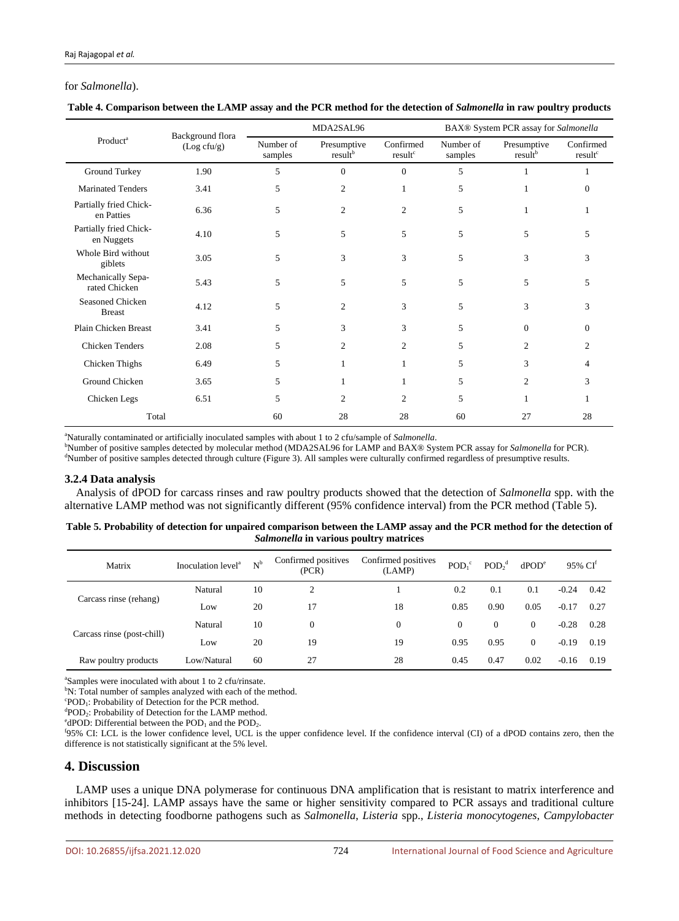for *Salmonella*).

**Table 4. Comparison between the LAMP assay and the PCR method for the detection of *Salmonella* in raw poultry products**

| Product[a] | Background flora (Log cfu/g) | MDA2SAL96 | | | BAX® System PCR assay for *Salmonella* | | |
|---|---|---|---|---|---|---|---|
| | | Number of samples | Presumptive result[b] | Confirmed result[c] | Number of samples | Presumptive result[b] | Confirmed result[c] |
| Ground Turkey | 1.90 | 5 | 0 | 0 | 5 | 1 | 1 |
| Marinated Tenders | 3.41 | 5 | 2 | 1 | 5 | 1 | 0 |
| Partially fried Chicken Patties | 6.36 | 5 | 2 | 2 | 5 | 1 | 1 |
| Partially fried Chicken Nuggets | 4.10 | 5 | 5 | 5 | 5 | 5 | 5 |
| Whole Bird without giblets | 3.05 | 5 | 3 | 3 | 5 | 3 | 3 |
| Mechanically Separated Chicken | 5.43 | 5 | 5 | 5 | 5 | 5 | 5 |
| Seasoned Chicken Breast | 4.12 | 5 | 2 | 3 | 5 | 3 | 3 |
| Plain Chicken Breast | 3.41 | 5 | 3 | 3 | 5 | 0 | 0 |
| Chicken Tenders | 2.08 | 5 | 2 | 2 | 5 | 2 | 2 |
| Chicken Thighs | 6.49 | 5 | 1 | 1 | 5 | 3 | 4 |
| Ground Chicken | 3.65 | 5 | 1 | 1 | 5 | 2 | 3 |
| Chicken Legs | 6.51 | 5 | 2 | 2 | 5 | 1 | 1 |
| Total | | 60 | 28 | 28 | 60 | 27 | 28 |

[a]Naturally contaminated or artificially inoculated samples with about 1 to 2 cfu/sample of *Salmonella*.
[b]Number of positive samples detected by molecular method (MDA2SAL96 for LAMP and BAX® System PCR assay for *Salmonella* for PCR).
[c]Number of positive samples detected through culture (Figure 3). All samples were culturally confirmed regardless of presumptive results.

### 3.2.4 Data analysis

Analysis of dPOD for carcass rinses and raw poultry products showed that the detection of *Salmonella* spp. with the alternative LAMP method was not significantly different (95% confidence interval) from the PCR method (Table 5).

**Table 5. Probability of detection for unpaired comparison between the LAMP assay and the PCR method for the detection of *Salmonella* in various poultry matrices**

| Matrix | Inoculation level[a] | N[b] | Confirmed positives (PCR) | Confirmed positives (LAMP) | $POD_1$[c] | $POD_2$[d] | dPOD[e] | 95% CI[f] | |
|---|---|---|---|---|---|---|---|---|---|
| Carcass rinse (rehang) | Natural | 10 | 2 | 1 | 0.2 | 0.1 | 0.1 | -0.24 | 0.42 |
| | Low | 20 | 17 | 18 | 0.85 | 0.90 | 0.05 | -0.17 | 0.27 |
| Carcass rinse (post-chill) | Natural | 10 | 0 | 0 | 0 | 0 | 0 | -0.28 | 0.28 |
| | Low | 20 | 19 | 19 | 0.95 | 0.95 | 0 | -0.19 | 0.19 |
| Raw poultry products | Low/Natural | 60 | 27 | 28 | 0.45 | 0.47 | 0.02 | -0.16 | 0.19 |

[a]Samples were inoculated with about 1 to 2 cfu/rinsate.
[b]N: Total number of samples analyzed with each of the method.
[c]$POD_1$: Probability of Detection for the PCR method.
[d]$POD_2$: Probability of Detection for the LAMP method.
[e]dPOD: Differential between the $POD_1$ and the $POD_2$.
[f]95% CI: LCL is the lower confidence level, UCL is the upper confidence level. If the confidence interval (CI) of a dPOD contains zero, then the difference is not statistically significant at the 5% level.

## 4. Discussion

LAMP uses a unique DNA polymerase for continuous DNA amplification that is resistant to matrix interference and inhibitors [15-24]. LAMP assays have the same or higher sensitivity compared to PCR assays and traditional culture methods in detecting foodborne pathogens such as *Salmonella*, *Listeria* spp., *Listeria monocytogenes*, *Campylobacter*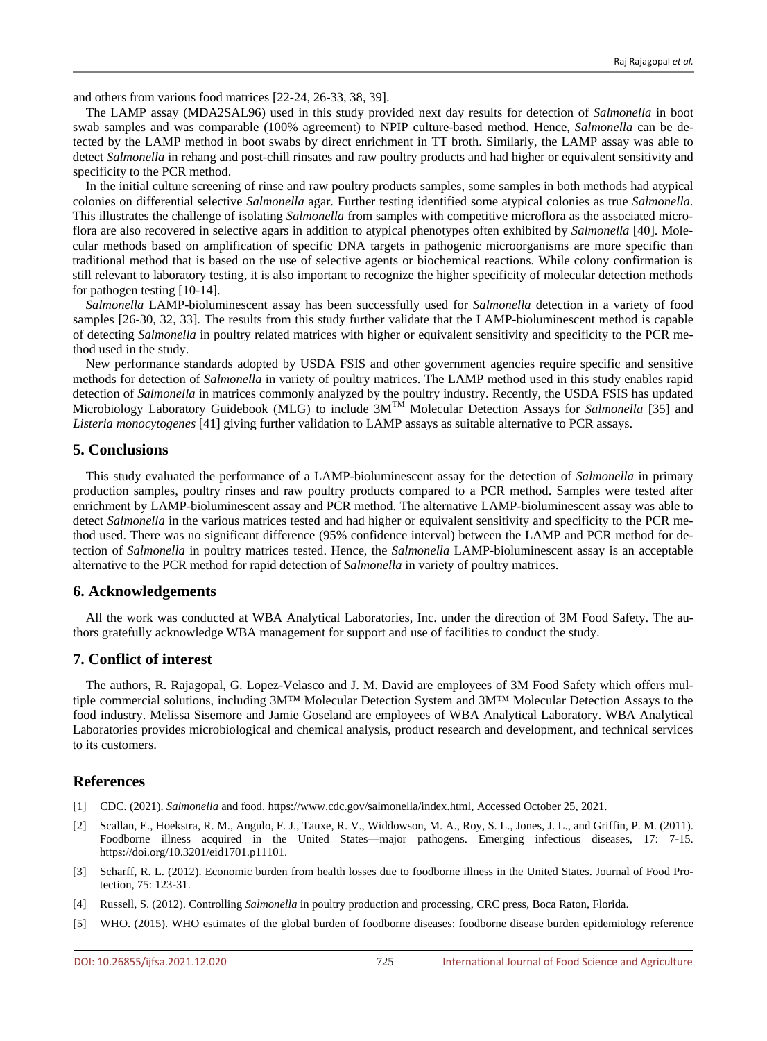and others from various food matrices [22-24, 26-33, 38, 39].

The LAMP assay (MDA2SAL96) used in this study provided next day results for detection of *Salmonella* in boot swab samples and was comparable (100% agreement) to NPIP culture-based method. Hence, *Salmonella* can be detected by the LAMP method in boot swabs by direct enrichment in TT broth. Similarly, the LAMP assay was able to detect *Salmonella* in rehang and post-chill rinsates and raw poultry products and had higher or equivalent sensitivity and specificity to the PCR method.

In the initial culture screening of rinse and raw poultry products samples, some samples in both methods had atypical colonies on differential selective *Salmonella* agar. Further testing identified some atypical colonies as true *Salmonella*. This illustrates the challenge of isolating *Salmonella* from samples with competitive microflora as the associated microflora are also recovered in selective agars in addition to atypical phenotypes often exhibited by *Salmonella* [40]. Molecular methods based on amplification of specific DNA targets in pathogenic microorganisms are more specific than traditional method that is based on the use of selective agents or biochemical reactions. While colony confirmation is still relevant to laboratory testing, it is also important to recognize the higher specificity of molecular detection methods for pathogen testing [10-14].

*Salmonella* LAMP-bioluminescent assay has been successfully used for *Salmonella* detection in a variety of food samples [26-30, 32, 33]. The results from this study further validate that the LAMP-bioluminescent method is capable of detecting *Salmonella* in poultry related matrices with higher or equivalent sensitivity and specificity to the PCR method used in the study.

New performance standards adopted by USDA FSIS and other government agencies require specific and sensitive methods for detection of *Salmonella* in variety of poultry matrices. The LAMP method used in this study enables rapid detection of *Salmonella* in matrices commonly analyzed by the poultry industry. Recently, the USDA FSIS has updated Microbiology Laboratory Guidebook (MLG) to include 3M™ Molecular Detection Assays for *Salmonella* [35] and *Listeria monocytogenes* [41] giving further validation to LAMP assays as suitable alternative to PCR assays.

## 5. Conclusions

This study evaluated the performance of a LAMP-bioluminescent assay for the detection of *Salmonella* in primary production samples, poultry rinses and raw poultry products compared to a PCR method. Samples were tested after enrichment by LAMP-bioluminescent assay and PCR method. The alternative LAMP-bioluminescent assay was able to detect *Salmonella* in the various matrices tested and had higher or equivalent sensitivity and specificity to the PCR method used. There was no significant difference (95% confidence interval) between the LAMP and PCR method for detection of *Salmonella* in poultry matrices tested. Hence, the *Salmonella* LAMP-bioluminescent assay is an acceptable alternative to the PCR method for rapid detection of *Salmonella* in variety of poultry matrices.

## 6. Acknowledgements

All the work was conducted at WBA Analytical Laboratories, Inc. under the direction of 3M Food Safety. The authors gratefully acknowledge WBA management for support and use of facilities to conduct the study.

## 7. Conflict of interest

The authors, R. Rajagopal, G. Lopez-Velasco and J. M. David are employees of 3M Food Safety which offers multiple commercial solutions, including 3M™ Molecular Detection System and 3M™ Molecular Detection Assays to the food industry. Melissa Sisemore and Jamie Goseland are employees of WBA Analytical Laboratory. WBA Analytical Laboratories provides microbiological and chemical analysis, product research and development, and technical services to its customers.

## References

[1] CDC. (2021). *Salmonella* and food. https://www.cdc.gov/salmonella/index.html, Accessed October 25, 2021.

[2] Scallan, E., Hoekstra, R. M., Angulo, F. J., Tauxe, R. V., Widdowson, M. A., Roy, S. L., Jones, J. L., and Griffin, P. M. (2011). Foodborne illness acquired in the United States—major pathogens. Emerging infectious diseases, 17: 7-15. https://doi.org/10.3201/eid1701.p11101.

[3] Scharff, R. L. (2012). Economic burden from health losses due to foodborne illness in the United States. Journal of Food Protection, 75: 123-31.

[4] Russell, S. (2012). Controlling *Salmonella* in poultry production and processing, CRC press, Boca Raton, Florida.

[5] WHO. (2015). WHO estimates of the global burden of foodborne diseases: foodborne disease burden epidemiology reference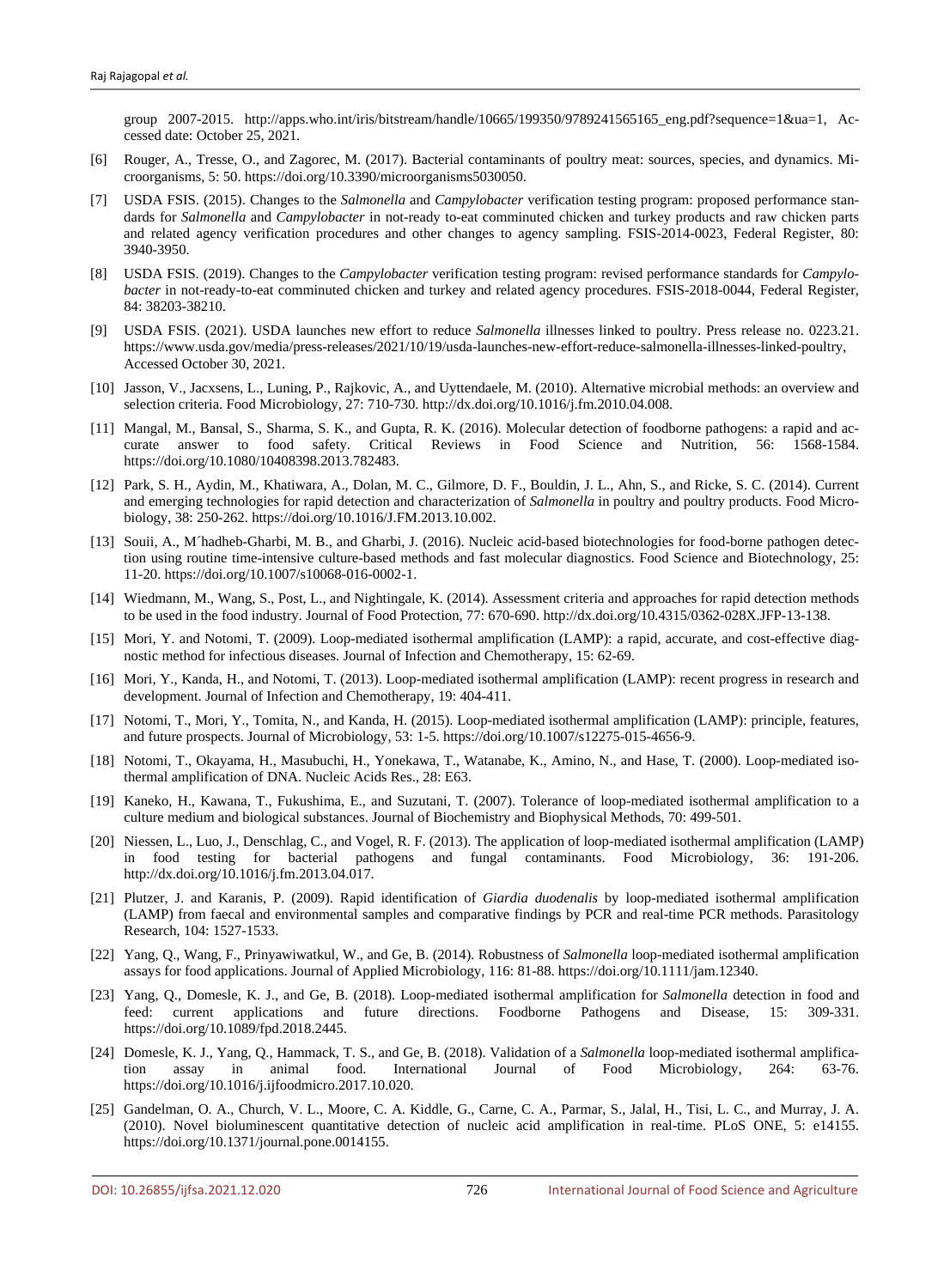group 2007-2015. http://apps.who.int/iris/bitstream/handle/10665/199350/9789241565165_eng.pdf?sequence=1&ua=1, Accessed date: October 25, 2021.

[6] Rouger, A., Tresse, O., and Zagorec, M. (2017). Bacterial contaminants of poultry meat: sources, species, and dynamics. Microorganisms, 5: 50. https://doi.org/10.3390/microorganisms5030050.

[7] USDA FSIS. (2015). Changes to the *Salmonella* and *Campylobacter* verification testing program: proposed performance standards for *Salmonella* and *Campylobacter* in not-ready to-eat comminuted chicken and turkey products and raw chicken parts and related agency verification procedures and other changes to agency sampling. FSIS-2014-0023, Federal Register, 80: 3940-3950.

[8] USDA FSIS. (2019). Changes to the *Campylobacter* verification testing program: revised performance standards for *Campylobacter* in not-ready-to-eat comminuted chicken and turkey and related agency procedures. FSIS-2018-0044, Federal Register, 84: 38203-38210.

[9] USDA FSIS. (2021). USDA launches new effort to reduce *Salmonella* illnesses linked to poultry. Press release no. 0223.21. https://www.usda.gov/media/press-releases/2021/10/19/usda-launches-new-effort-reduce-salmonella-illnesses-linked-poultry, Accessed October 30, 2021.

[10] Jasson, V., Jacxsens, L., Luning, P., Rajkovic, A., and Uyttendaele, M. (2010). Alternative microbial methods: an overview and selection criteria. Food Microbiology, 27: 710-730. http://dx.doi.org/10.1016/j.fm.2010.04.008.

[11] Mangal, M., Bansal, S., Sharma, S. K., and Gupta, R. K. (2016). Molecular detection of foodborne pathogens: a rapid and accurate answer to food safety. Critical Reviews in Food Science and Nutrition, 56: 1568-1584. https://doi.org/10.1080/10408398.2013.782483.

[12] Park, S. H., Aydin, M., Khatiwara, A., Dolan, M. C., Gilmore, D. F., Bouldin, J. L., Ahn, S., and Ricke, S. C. (2014). Current and emerging technologies for rapid detection and characterization of *Salmonella* in poultry and poultry products. Food Microbiology, 38: 250-262. https://doi.org/10.1016/J.FM.2013.10.002.

[13] Souii, A., M´hadheb-Gharbi, M. B., and Gharbi, J. (2016). Nucleic acid-based biotechnologies for food-borne pathogen detection using routine time-intensive culture-based methods and fast molecular diagnostics. Food Science and Biotechnology, 25: 11-20. https://doi.org/10.1007/s10068-016-0002-1.

[14] Wiedmann, M., Wang, S., Post, L., and Nightingale, K. (2014). Assessment criteria and approaches for rapid detection methods to be used in the food industry. Journal of Food Protection, 77: 670-690. http://dx.doi.org/10.4315/0362-028X.JFP-13-138.

[15] Mori, Y. and Notomi, T. (2009). Loop-mediated isothermal amplification (LAMP): a rapid, accurate, and cost-effective diagnostic method for infectious diseases. Journal of Infection and Chemotherapy, 15: 62-69.

[16] Mori, Y., Kanda, H., and Notomi, T. (2013). Loop-mediated isothermal amplification (LAMP): recent progress in research and development. Journal of Infection and Chemotherapy, 19: 404-411.

[17] Notomi, T., Mori, Y., Tomita, N., and Kanda, H. (2015). Loop-mediated isothermal amplification (LAMP): principle, features, and future prospects. Journal of Microbiology, 53: 1-5. https://doi.org/10.1007/s12275-015-4656-9.

[18] Notomi, T., Okayama, H., Masubuchi, H., Yonekawa, T., Watanabe, K., Amino, N., and Hase, T. (2000). Loop-mediated isothermal amplification of DNA. Nucleic Acids Res., 28: E63.

[19] Kaneko, H., Kawana, T., Fukushima, E., and Suzutani, T. (2007). Tolerance of loop-mediated isothermal amplification to a culture medium and biological substances. Journal of Biochemistry and Biophysical Methods, 70: 499-501.

[20] Niessen, L., Luo, J., Denschlag, C., and Vogel, R. F. (2013). The application of loop-mediated isothermal amplification (LAMP) in food testing for bacterial pathogens and fungal contaminants. Food Microbiology, 36: 191-206. http://dx.doi.org/10.1016/j.fm.2013.04.017.

[21] Plutzer, J. and Karanis, P. (2009). Rapid identification of *Giardia duodenalis* by loop-mediated isothermal amplification (LAMP) from faecal and environmental samples and comparative findings by PCR and real-time PCR methods. Parasitology Research, 104: 1527-1533.

[22] Yang, Q., Wang, F., Prinyawiwatkul, W., and Ge, B. (2014). Robustness of *Salmonella* loop-mediated isothermal amplification assays for food applications. Journal of Applied Microbiology, 116: 81-88. https://doi.org/10.1111/jam.12340.

[23] Yang, Q., Domesle, K. J., and Ge, B. (2018). Loop-mediated isothermal amplification for *Salmonella* detection in food and feed: current applications and future directions. Foodborne Pathogens and Disease, 15: 309-331. https://doi.org/10.1089/fpd.2018.2445.

[24] Domesle, K. J., Yang, Q., Hammack, T. S., and Ge, B. (2018). Validation of a *Salmonella* loop-mediated isothermal amplification assay in animal food. International Journal of Food Microbiology, 264: 63-76. https://doi.org/10.1016/j.ijfoodmicro.2017.10.020.

[25] Gandelman, O. A., Church, V. L., Moore, C. A. Kiddle, G., Carne, C. A., Parmar, S., Jalal, H., Tisi, L. C., and Murray, J. A. (2010). Novel bioluminescent quantitative detection of nucleic acid amplification in real-time. PLoS ONE, 5: e14155. https://doi.org/10.1371/journal.pone.0014155.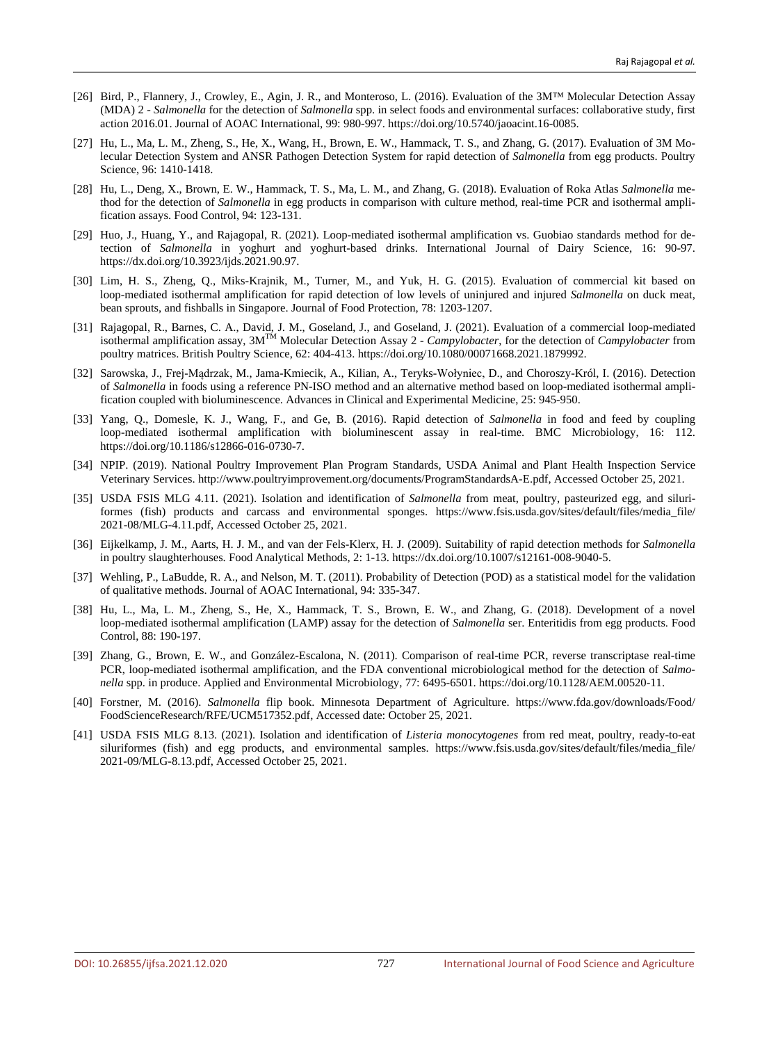[26] Bird, P., Flannery, J., Crowley, E., Agin, J. R., and Monteroso, L. (2016). Evaluation of the 3M™ Molecular Detection Assay (MDA) 2 - *Salmonella* for the detection of *Salmonella* spp. in select foods and environmental surfaces: collaborative study, first action 2016.01. Journal of AOAC International, 99: 980-997. https://doi.org/10.5740/jaoacint.16-0085.

[27] Hu, L., Ma, L. M., Zheng, S., He, X., Wang, H., Brown, E. W., Hammack, T. S., and Zhang, G. (2017). Evaluation of 3M Molecular Detection System and ANSR Pathogen Detection System for rapid detection of *Salmonella* from egg products. Poultry Science, 96: 1410-1418.

[28] Hu, L., Deng, X., Brown, E. W., Hammack, T. S., Ma, L. M., and Zhang, G. (2018). Evaluation of Roka Atlas *Salmonella* method for the detection of *Salmonella* in egg products in comparison with culture method, real-time PCR and isothermal amplification assays. Food Control, 94: 123-131.

[29] Huo, J., Huang, Y., and Rajagopal, R. (2021). Loop-mediated isothermal amplification vs. Guobiao standards method for detection of *Salmonella* in yoghurt and yoghurt-based drinks. International Journal of Dairy Science, 16: 90-97. https://dx.doi.org/10.3923/ijds.2021.90.97.

[30] Lim, H. S., Zheng, Q., Miks-Krajnik, M., Turner, M., and Yuk, H. G. (2015). Evaluation of commercial kit based on loop-mediated isothermal amplification for rapid detection of low levels of uninjured and injured *Salmonella* on duck meat, bean sprouts, and fishballs in Singapore. Journal of Food Protection, 78: 1203-1207.

[31] Rajagopal, R., Barnes, C. A., David, J. M., Goseland, J., and Goseland, J. (2021). Evaluation of a commercial loop-mediated isothermal amplification assay, 3M™ Molecular Detection Assay 2 - *Campylobacter*, for the detection of *Campylobacter* from poultry matrices. British Poultry Science, 62: 404-413. https://doi.org/10.1080/00071668.2021.1879992.

[32] Sarowska, J., Frej-Mądrzak, M., Jama-Kmiecik, A., Kilian, A., Teryks-Wołyniec, D., and Choroszy-Król, I. (2016). Detection of *Salmonella* in foods using a reference PN-ISO method and an alternative method based on loop-mediated isothermal amplification coupled with bioluminescence. Advances in Clinical and Experimental Medicine, 25: 945-950.

[33] Yang, Q., Domesle, K. J., Wang, F., and Ge, B. (2016). Rapid detection of *Salmonella* in food and feed by coupling loop-mediated isothermal amplification with bioluminescent assay in real-time. BMC Microbiology, 16: 112. https://doi.org/10.1186/s12866-016-0730-7.

[34] NPIP. (2019). National Poultry Improvement Plan Program Standards, USDA Animal and Plant Health Inspection Service Veterinary Services. http://www.poultryimprovement.org/documents/ProgramStandardsA-E.pdf, Accessed October 25, 2021.

[35] USDA FSIS MLG 4.11. (2021). Isolation and identification of *Salmonella* from meat, poultry, pasteurized egg, and siluriformes (fish) products and carcass and environmental sponges. https://www.fsis.usda.gov/sites/default/files/media_file/2021-08/MLG-4.11.pdf, Accessed October 25, 2021.

[36] Eijkelkamp, J. M., Aarts, H. J. M., and van der Fels-Klerx, H. J. (2009). Suitability of rapid detection methods for *Salmonella* in poultry slaughterhouses. Food Analytical Methods, 2: 1-13. https://dx.doi.org/10.1007/s12161-008-9040-5.

[37] Wehling, P., LaBudde, R. A., and Nelson, M. T. (2011). Probability of Detection (POD) as a statistical model for the validation of qualitative methods. Journal of AOAC International, 94: 335-347.

[38] Hu, L., Ma, L. M., Zheng, S., He, X., Hammack, T. S., Brown, E. W., and Zhang, G. (2018). Development of a novel loop-mediated isothermal amplification (LAMP) assay for the detection of *Salmonella* ser. Enteritidis from egg products. Food Control, 88: 190-197.

[39] Zhang, G., Brown, E. W., and González-Escalona, N. (2011). Comparison of real-time PCR, reverse transcriptase real-time PCR, loop-mediated isothermal amplification, and the FDA conventional microbiological method for the detection of *Salmonella* spp. in produce. Applied and Environmental Microbiology, 77: 6495-6501. https://doi.org/10.1128/AEM.00520-11.

[40] Forstner, M. (2016). *Salmonella* flip book. Minnesota Department of Agriculture. https://www.fda.gov/downloads/Food/FoodScienceResearch/RFE/UCM517352.pdf, Accessed date: October 25, 2021.

[41] USDA FSIS MLG 8.13. (2021). Isolation and identification of *Listeria monocytogenes* from red meat, poultry, ready-to-eat siluriformes (fish) and egg products, and environmental samples. https://www.fsis.usda.gov/sites/default/files/media_file/2021-09/MLG-8.13.pdf, Accessed October 25, 2021.